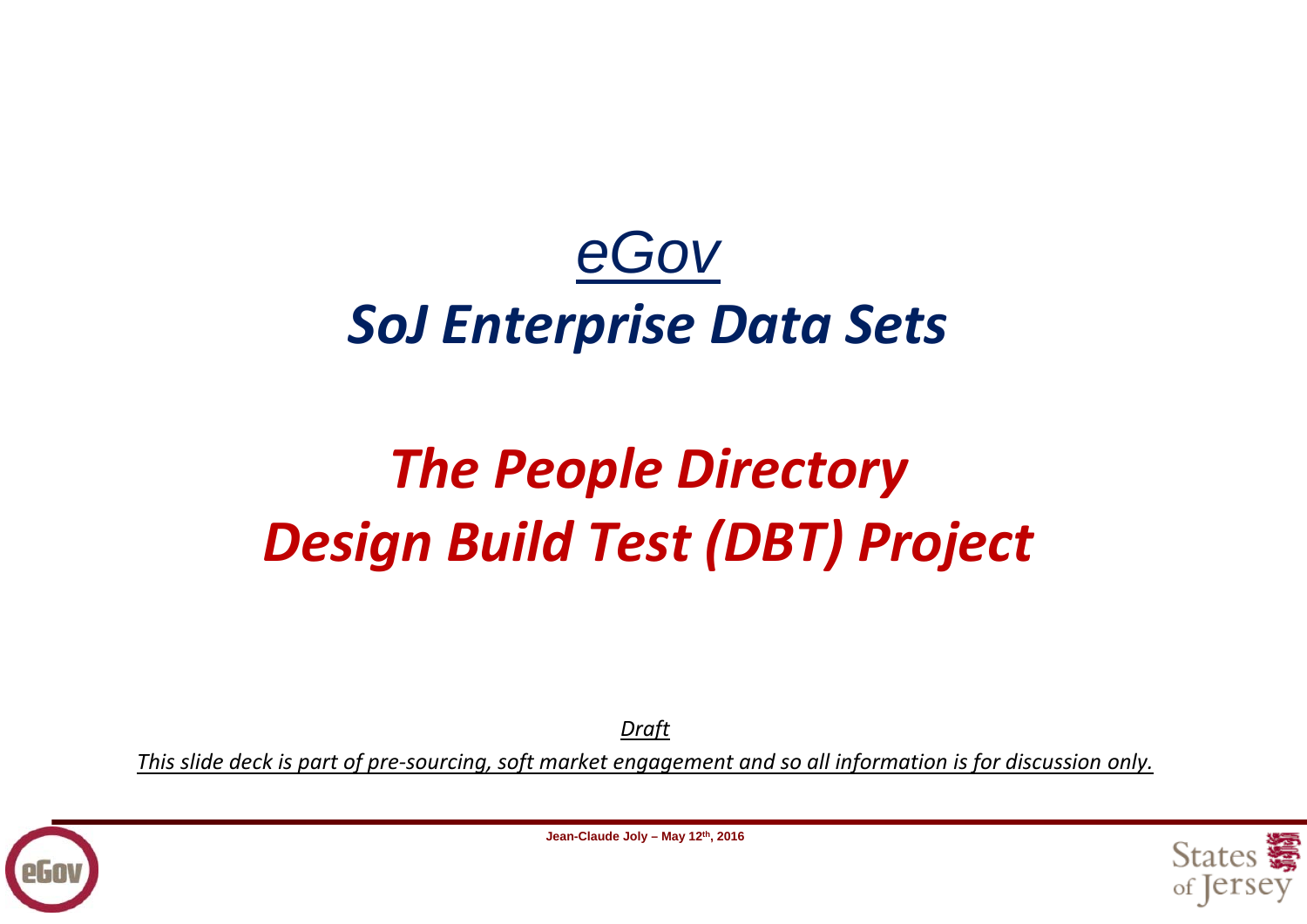# *eGov*

# *SoJ Enterprise Data Sets*

# *The People Directory*
# *Design Build Test (DBT) Project*

*Draft*

*This slide deck is part of pre-sourcing, soft market engagement and so all information is for discussion only.*

**Jean-Claude Joly – May 12th, 2016**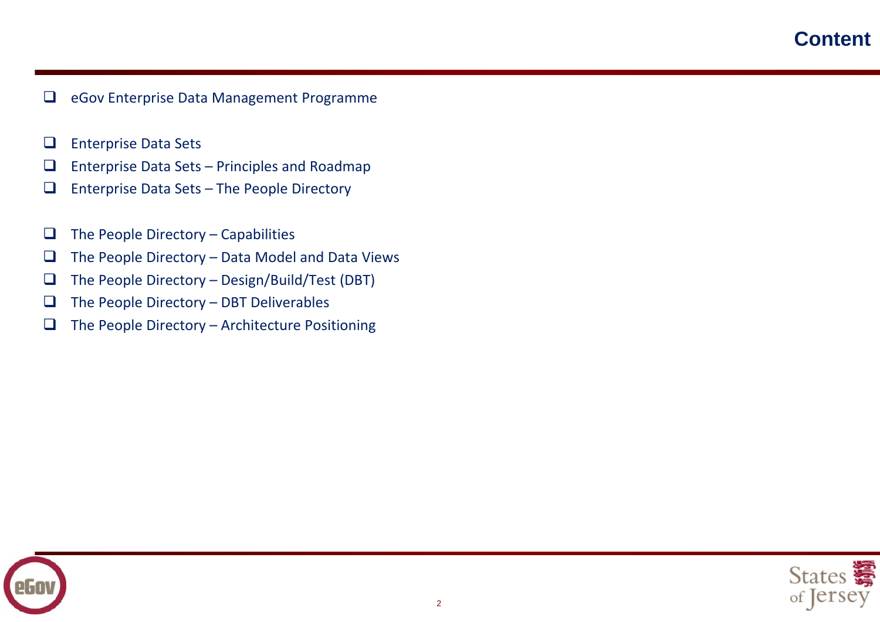# Content

- eGov Enterprise Data Management Programme

- Enterprise Data Sets
- Enterprise Data Sets – Principles and Roadmap
- Enterprise Data Sets – The People Directory

- The People Directory – Capabilities
- The People Directory – Data Model and Data Views
- The People Directory – Design/Build/Test (DBT)
- The People Directory – DBT Deliverables
- The People Directory – Architecture Positioning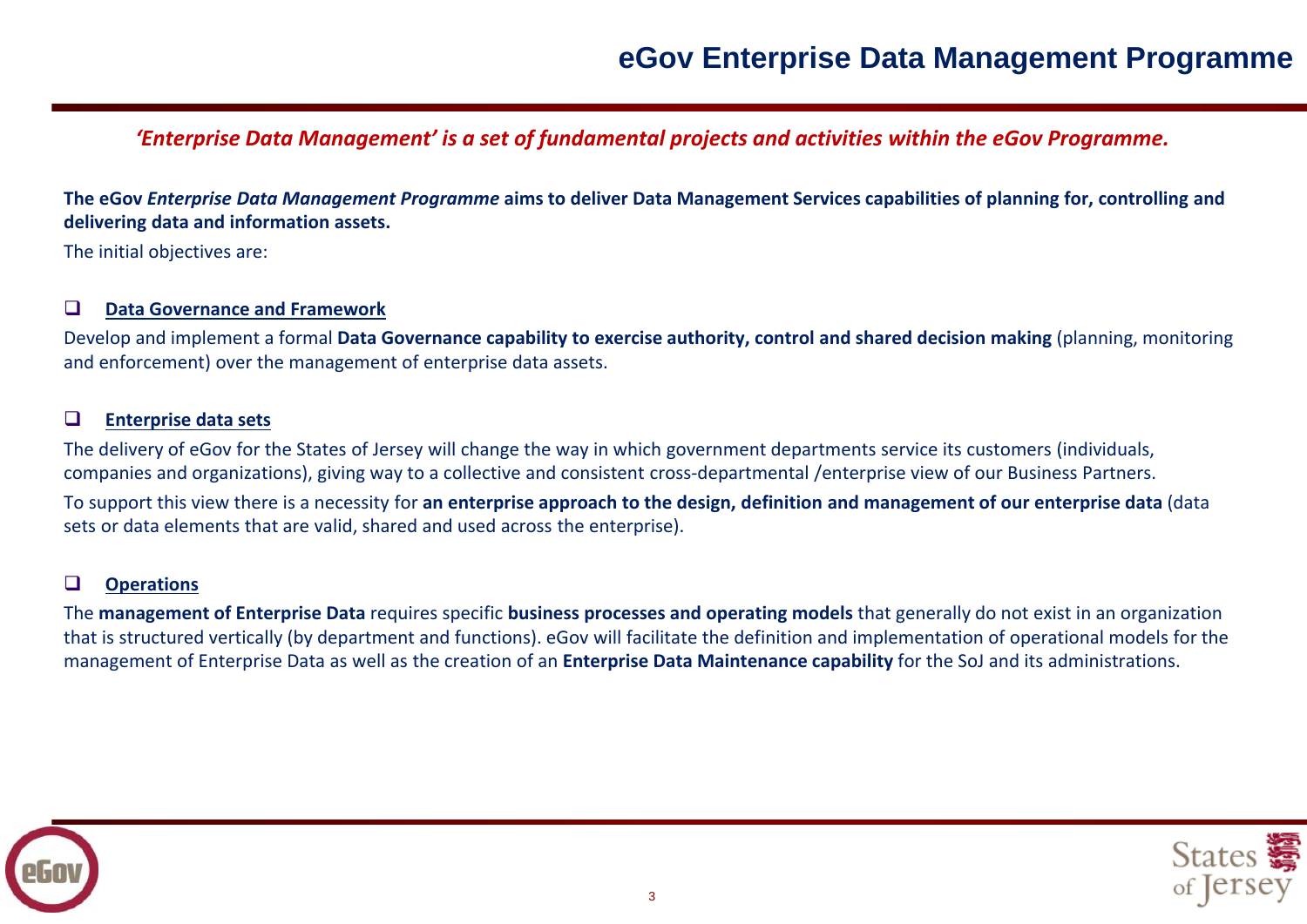# eGov Enterprise Data Management Programme

*'Enterprise Data Management' is a set of fundamental projects and activities within the eGov Programme.*

**The eGov *Enterprise Data Management Programme* aims to deliver Data Management Services capabilities of planning for, controlling and delivering data and information assets.**

The initial objectives are:

- **Data Governance and Framework**

Develop and implement a formal **Data Governance capability to exercise authority, control and shared decision making** (planning, monitoring and enforcement) over the management of enterprise data assets.

- **Enterprise data sets**

The delivery of eGov for the States of Jersey will change the way in which government departments service its customers (individuals, companies and organizations), giving way to a collective and consistent cross-departmental /enterprise view of our Business Partners.

To support this view there is a necessity for **an enterprise approach to the design, definition and management of our enterprise data** (data sets or data elements that are valid, shared and used across the enterprise).

- **Operations**

The **management of Enterprise Data** requires specific **business processes and operating models** that generally do not exist in an organization that is structured vertically (by department and functions). eGov will facilitate the definition and implementation of operational models for the management of Enterprise Data as well as the creation of an **Enterprise Data Maintenance capability** for the SoJ and its administrations.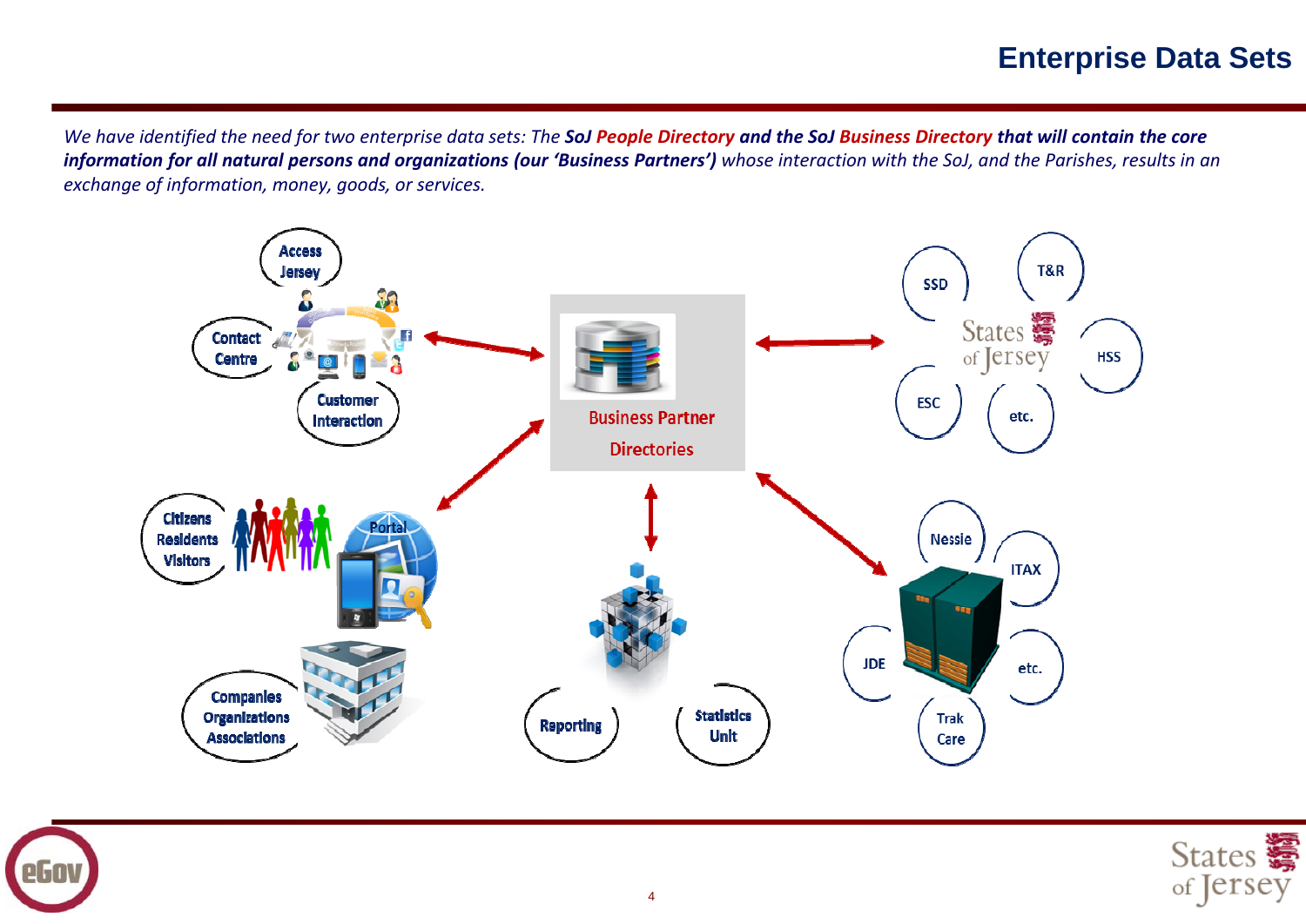# Enterprise Data Sets

*We have identified the need for two enterprise data sets: The* ***SoJ People Directory and the SoJ Business Directory that will contain the core information for all natural persons and organizations (our 'Business Partners')*** *whose interaction with the SoJ, and the Parishes, results in an exchange of information, money, goods, or services.*

Access Jersey

Contact Centre

Customer Interaction

Business Partner Directories

SSD

T&R

States of Jersey

HSS

ESC

etc.

Citizens Residents Visitors

Portal

Companies Organizations Associations

Reporting

Statistics Unit

Nessie

ITAX

JDE

etc.

Trak Care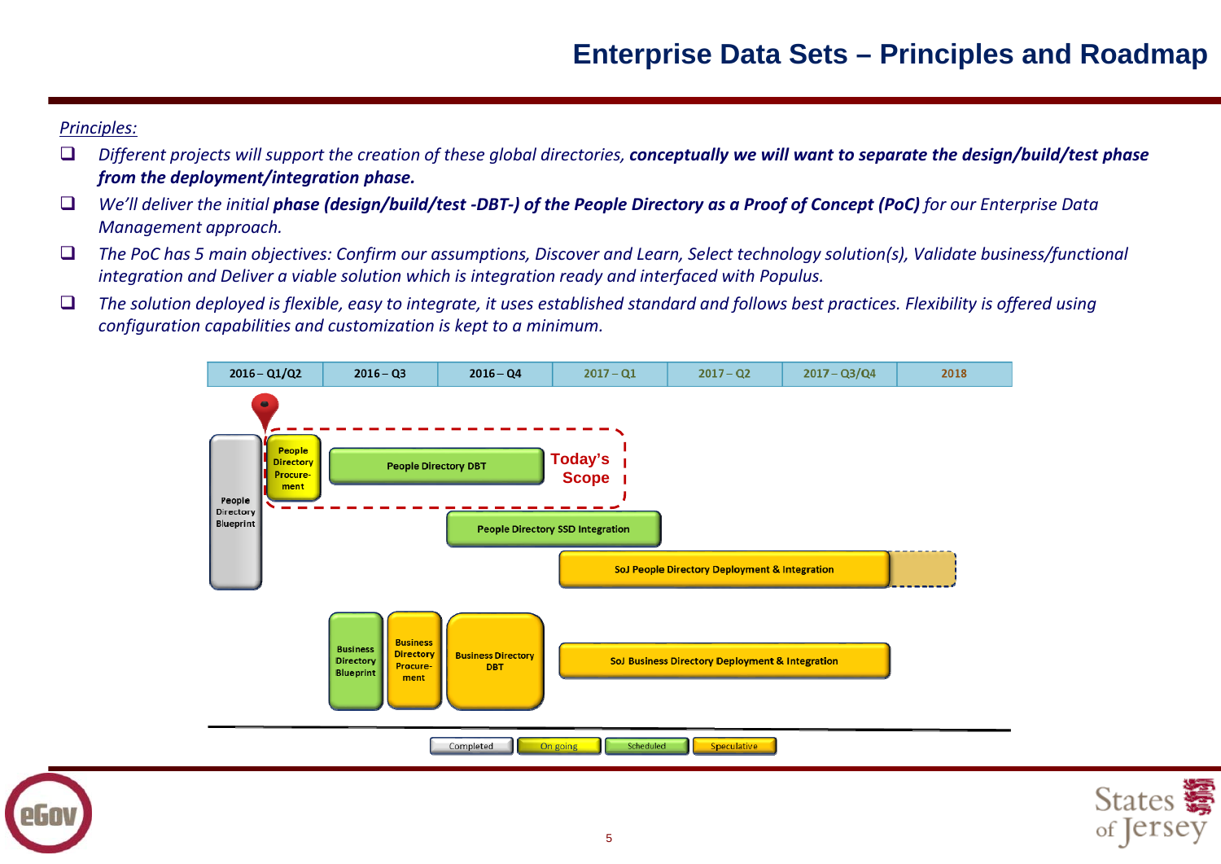# Enterprise Data Sets – Principles and Roadmap

*Principles:*

- *Different projects will support the creation of these global directories, **conceptually we will want to separate the design/build/test phase from the deployment/integration phase.***
- *We'll deliver the initial **phase (design/build/test -DBT-) of the People Directory as a Proof of Concept (PoC)** for our Enterprise Data Management approach.*
- *The PoC has 5 main objectives: Confirm our assumptions, Discover and Learn, Select technology solution(s), Validate business/functional integration and Deliver a viable solution which is integration ready and interfaced with Populus.*
- *The solution deployed is flexible, easy to integrate, it uses established standard and follows best practices. Flexibility is offered using configuration capabilities and customization is kept to a minimum.*

| 2016 – Q1/Q2 | 2016 – Q3 | 2016 – Q4 | 2017 – Q1 | 2017 – Q2 | 2017 – Q3/Q4 | 2018 |
|---|---|---|---|---|---|---|

- People Directory Blueprint
- People Directory Procurement
- People Directory DBT
- Today's Scope
- People Directory SSD Integration
- SoJ People Directory Deployment & Integration
- Business Directory Blueprint
- Business Directory Procurement
- Business Directory DBT
- SoJ Business Directory Deployment & Integration

Legend: Completed | On going | Scheduled | Speculative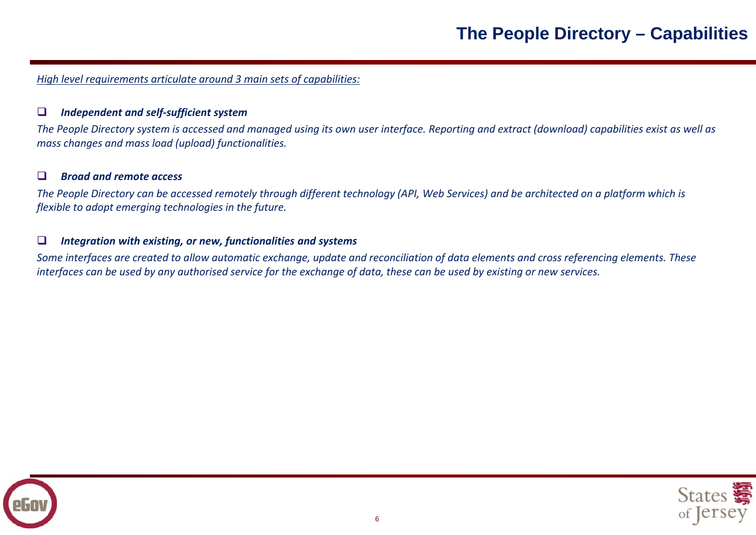# The People Directory – Capabilities

*High level requirements articulate around 3 main sets of capabilities:*

- ***Independent and self-sufficient system***

*The People Directory system is accessed and managed using its own user interface. Reporting and extract (download) capabilities exist as well as mass changes and mass load (upload) functionalities.*

- ***Broad and remote access***

*The People Directory can be accessed remotely through different technology (API, Web Services) and be architected on a platform which is flexible to adopt emerging technologies in the future.*

- ***Integration with existing, or new, functionalities and systems***

*Some interfaces are created to allow automatic exchange, update and reconciliation of data elements and cross referencing elements. These interfaces can be used by any authorised service for the exchange of data, these can be used by existing or new services.*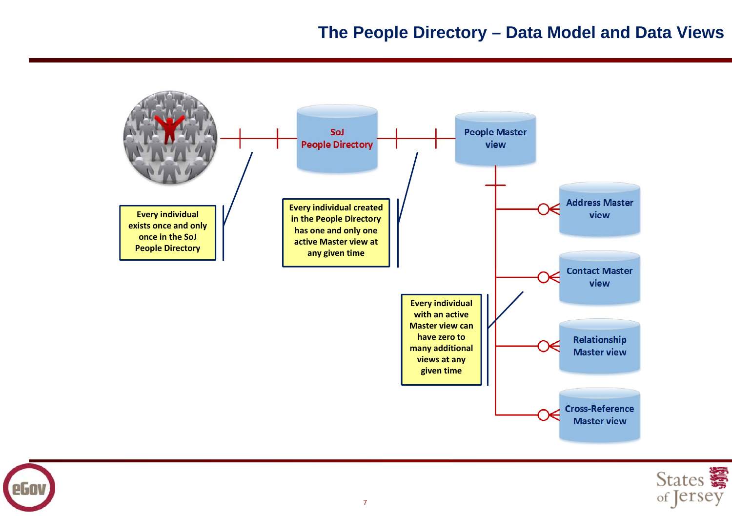# The People Directory – Data Model and Data Views

SoJ People Directory

People Master view

Address Master view

Contact Master view

Relationship Master view

Cross-Reference Master view

Every individual exists once and only once in the SoJ People Directory

Every individual created in the People Directory has one and only one active Master view at any given time

Every individual with an active Master view can have zero to many additional views at any given time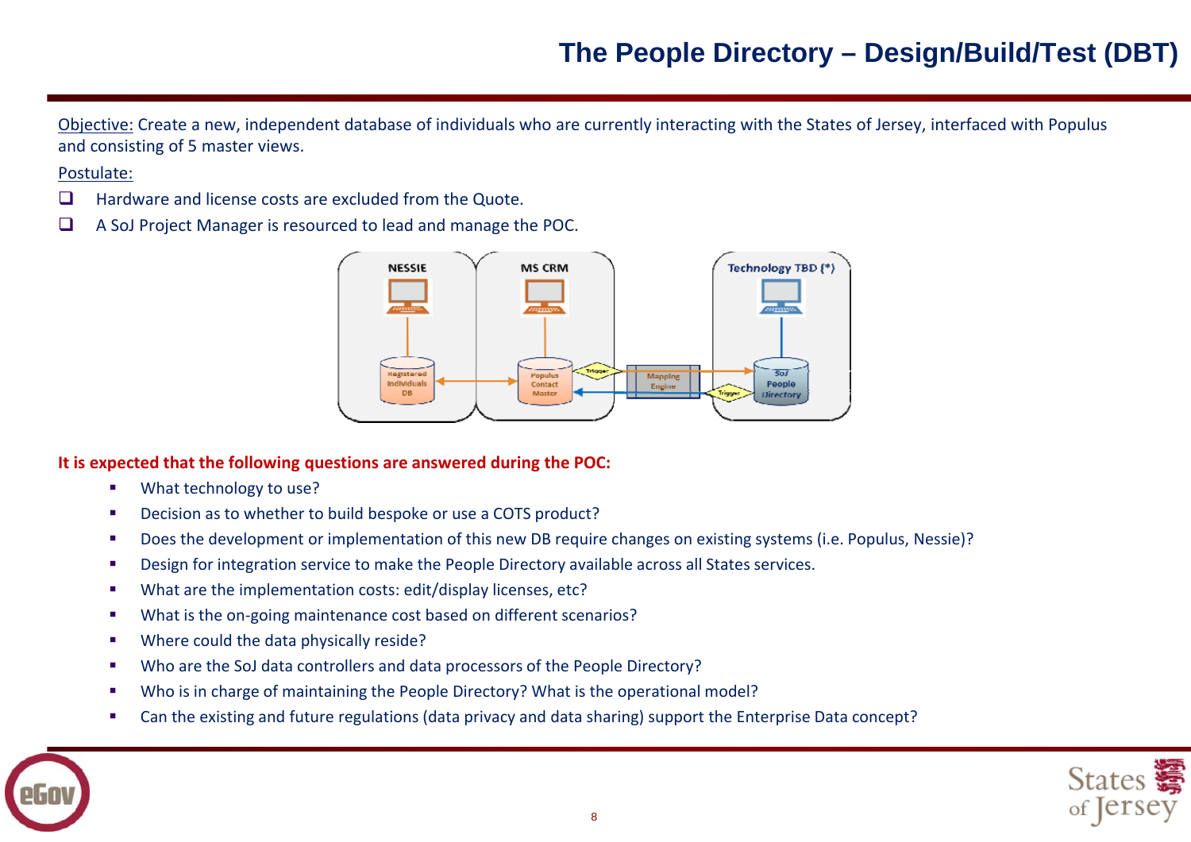# The People Directory – Design/Build/Test (DBT)

Objective: Create a new, independent database of individuals who are currently interacting with the States of Jersey, interfaced with Populus and consisting of 5 master views.

Postulate:

- Hardware and license costs are excluded from the Quote.
- A SoJ Project Manager is resourced to lead and manage the POC.

**It is expected that the following questions are answered during the POC:**

- What technology to use?
- Decision as to whether to build bespoke or use a COTS product?
- Does the development or implementation of this new DB require changes on existing systems (i.e. Populus, Nessie)?
- Design for integration service to make the People Directory available across all States services.
- What are the implementation costs: edit/display licenses, etc?
- What is the on-going maintenance cost based on different scenarios?
- Where could the data physically reside?
- Who are the SoJ data controllers and data processors of the People Directory?
- Who is in charge of maintaining the People Directory? What is the operational model?
- Can the existing and future regulations (data privacy and data sharing) support the Enterprise Data concept?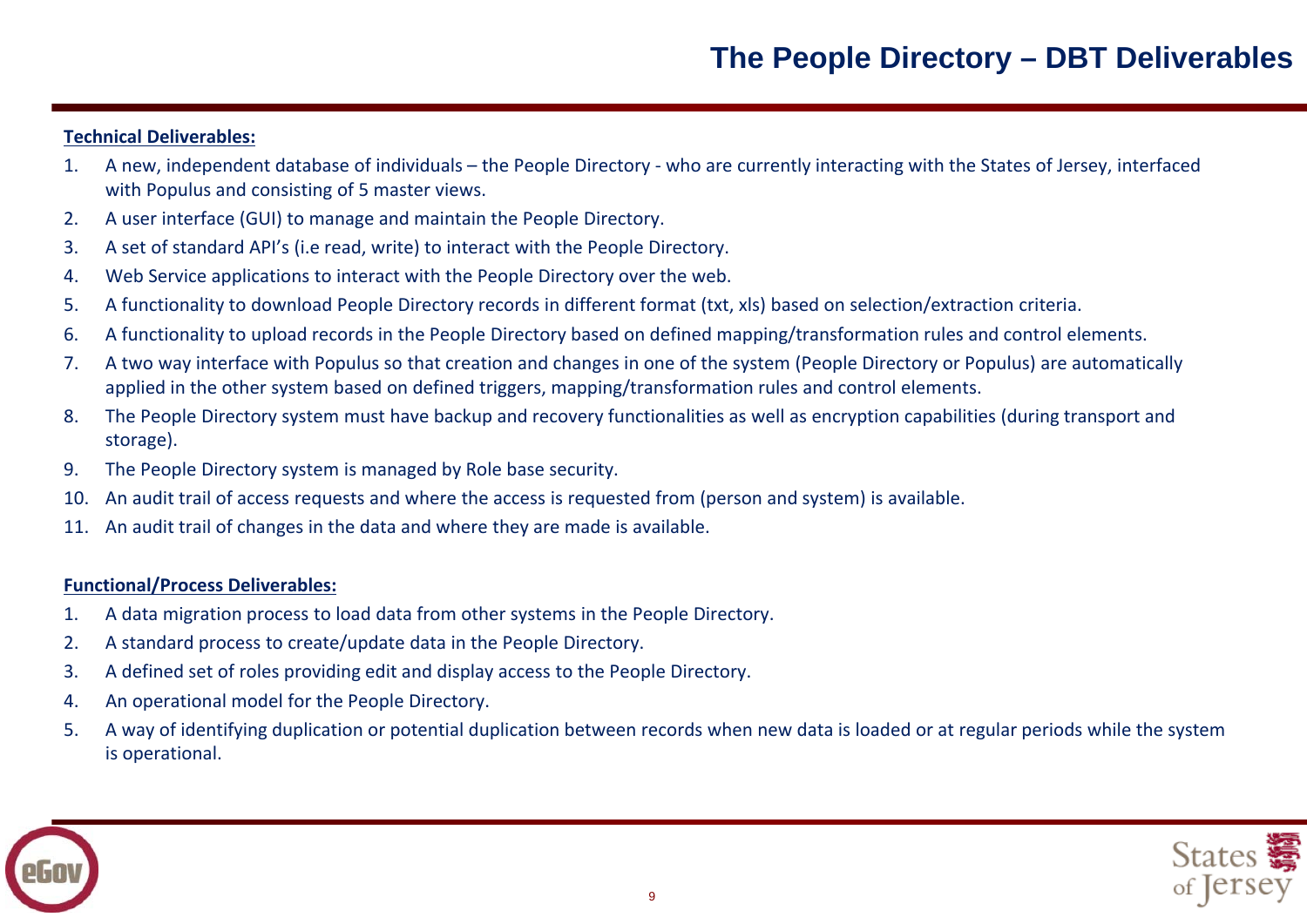# The People Directory – DBT Deliverables

**Technical Deliverables:**

1. A new, independent database of individuals – the People Directory - who are currently interacting with the States of Jersey, interfaced with Populus and consisting of 5 master views.
2. A user interface (GUI) to manage and maintain the People Directory.
3. A set of standard API's (i.e read, write) to interact with the People Directory.
4. Web Service applications to interact with the People Directory over the web.
5. A functionality to download People Directory records in different format (txt, xls) based on selection/extraction criteria.
6. A functionality to upload records in the People Directory based on defined mapping/transformation rules and control elements.
7. A two way interface with Populus so that creation and changes in one of the system (People Directory or Populus) are automatically applied in the other system based on defined triggers, mapping/transformation rules and control elements.
8. The People Directory system must have backup and recovery functionalities as well as encryption capabilities (during transport and storage).
9. The People Directory system is managed by Role base security.
10. An audit trail of access requests and where the access is requested from (person and system) is available.
11. An audit trail of changes in the data and where they are made is available.

**Functional/Process Deliverables:**

1. A data migration process to load data from other systems in the People Directory.
2. A standard process to create/update data in the People Directory.
3. A defined set of roles providing edit and display access to the People Directory.
4. An operational model for the People Directory.
5. A way of identifying duplication or potential duplication between records when new data is loaded or at regular periods while the system is operational.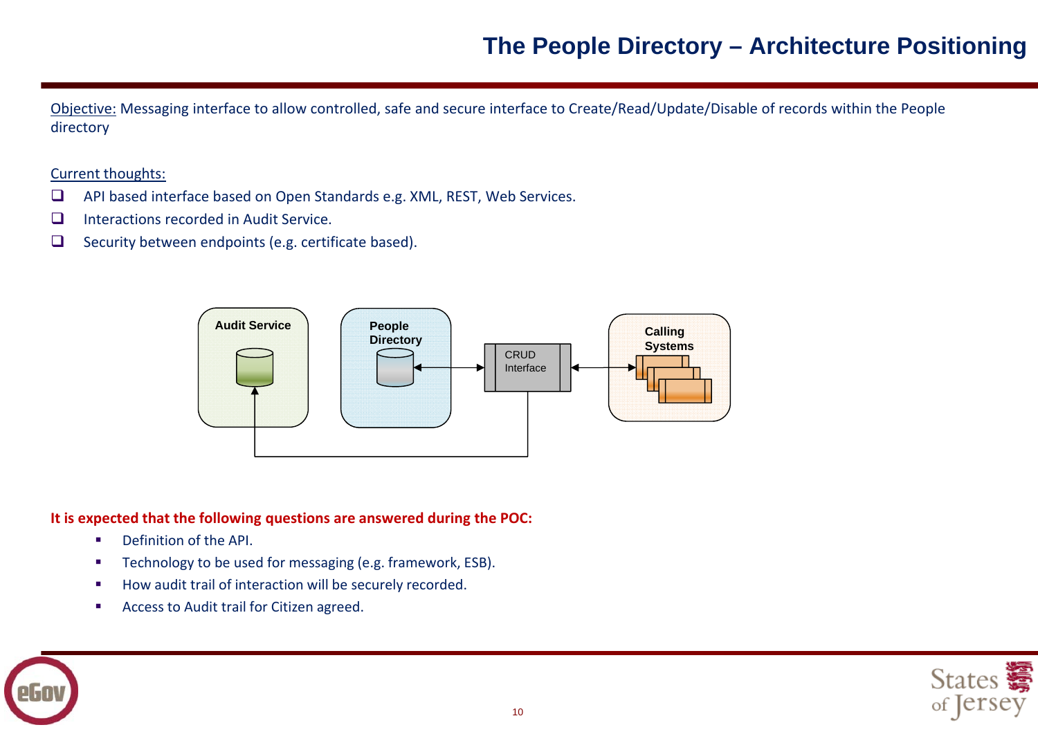# The People Directory – Architecture Positioning

Objective: Messaging interface to allow controlled, safe and secure interface to Create/Read/Update/Disable of records within the People directory

Current thoughts:

- API based interface based on Open Standards e.g. XML, REST, Web Services.
- Interactions recorded in Audit Service.
- Security between endpoints (e.g. certificate based).

Audit Service

People Directory

CRUD Interface

Calling Systems

**It is expected that the following questions are answered during the POC:**

- Definition of the API.
- Technology to be used for messaging (e.g. framework, ESB).
- How audit trail of interaction will be securely recorded.
- Access to Audit trail for Citizen agreed.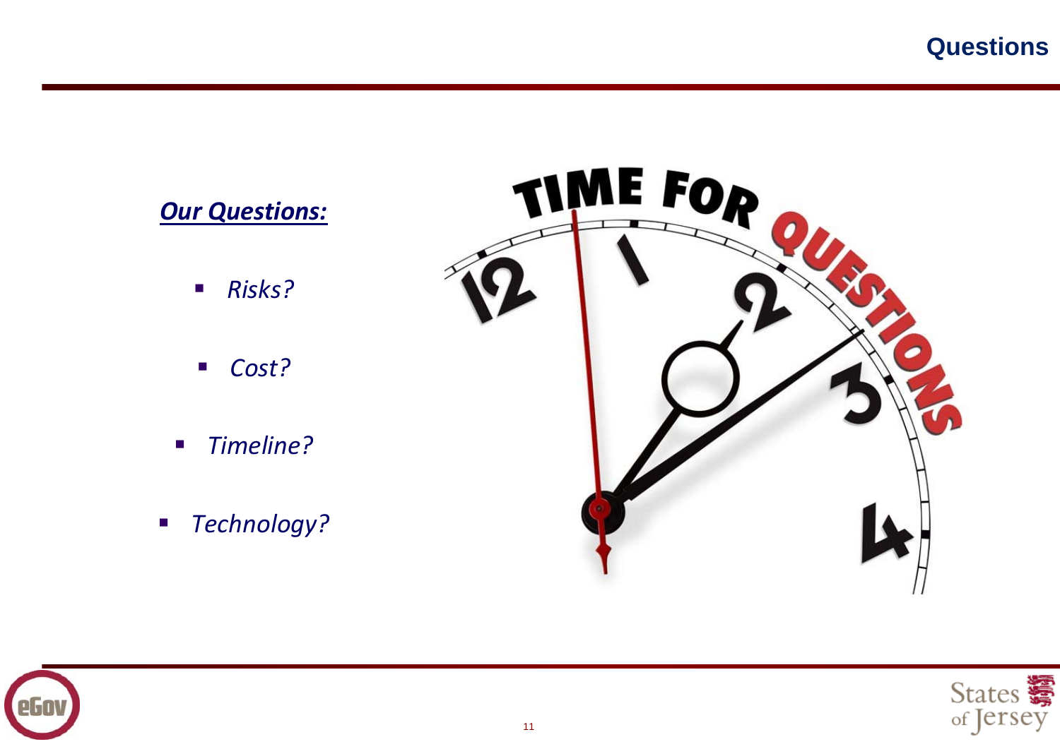# Questions

***Our Questions:***

- *Risks?*
- *Cost?*
- *Timeline?*
- *Technology?*